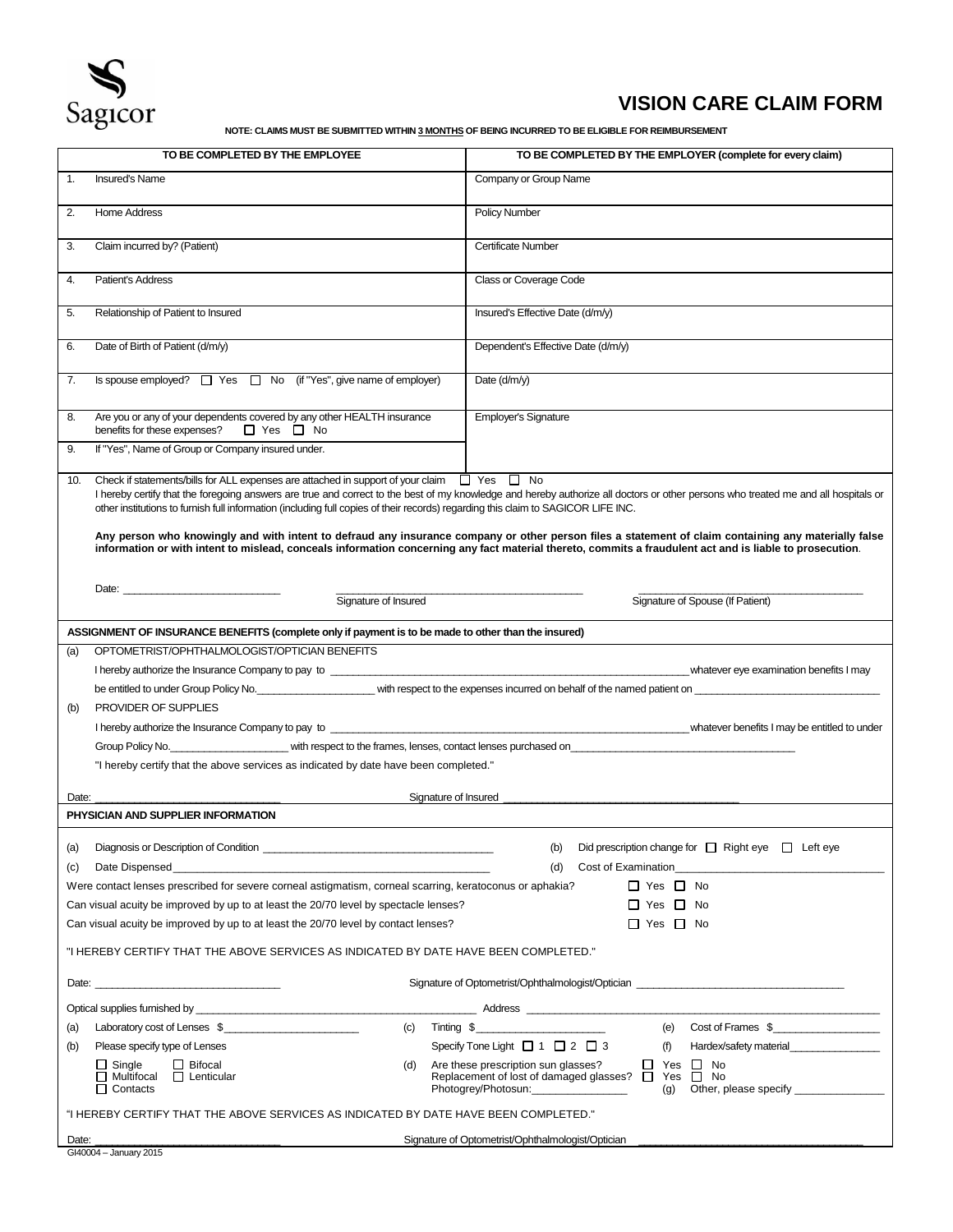Sagicor

# VISION CARE CLAIM FORM

**NOTE: CLAIMS MUST BE SUBMITTED WITHIN 3 MONTHS OF BEING INCURRED TO BE ELIGIBLE FOR REIMBURSEMENT**

| TO BE COMPLETED BY THE EMPLOYEE | TO BE COMPLETED BY THE EMPLOYER (complete for every claim) |
|---|---|
| 1. Insured's Name | Company or Group Name |
| 2. Home Address | Policy Number |
| 3. Claim incurred by? (Patient) | Certificate Number |
| 4. Patient's Address | Class or Coverage Code |
| 5. Relationship of Patient to Insured | Insured's Effective Date (d/m/y) |
| 6. Date of Birth of Patient (d/m/y) | Dependent's Effective Date (d/m/y) |
| 7. Is spouse employed? ☐ Yes ☐ No (if "Yes", give name of employer) | Date (d/m/y) |
| 8. Are you or any of your dependents covered by any other HEALTH insurance benefits for these expenses? ☐ Yes ☐ No | Employer's Signature |
| 9. If "Yes", Name of Group or Company insured under. | |

10. Check if statements/bills for ALL expenses are attached in support of your claim ☐ Yes ☐ No

I hereby certify that the foregoing answers are true and correct to the best of my knowledge and hereby authorize all doctors or other persons who treated me and all hospitals or other institutions to furnish full information (including full copies of their records) regarding this claim to SAGICOR LIFE INC.

**Any person who knowingly and with intent to defraud any insurance company or other person files a statement of claim containing any materially false information or with intent to mislead, conceals information concerning any fact material thereto, commits a fraudulent act and is liable to prosecution.**

Date: ____________________ ____________________ Signature of Insured ____________________ Signature of Spouse (If Patient)

**ASSIGNMENT OF INSURANCE BENEFITS (complete only if payment is to be made to other than the insured)**

(a) OPTOMETRIST/OPHTHALMOLOGIST/OPTICIAN BENEFITS

I hereby authorize the Insurance Company to pay to ____________________ whatever eye examination benefits I may be entitled to under Group Policy No.____________ with respect to the expenses incurred on behalf of the named patient on ____________________

(b) PROVIDER OF SUPPLIES

I hereby authorize the Insurance Company to pay to ____________________ whatever benefits I may be entitled to under Group Policy No.____________ with respect to the frames, lenses, contact lenses purchased on____________________

"I hereby certify that the above services as indicated by date have been completed."

Date: ____________________ Signature of Insured ____________________

**PHYSICIAN AND SUPPLIER INFORMATION**

(a) Diagnosis or Description of Condition ____________________ (b) Did prescription change for ☐ Right eye ☐ Left eye

(c) Date Dispensed____________________ (d) Cost of Examination____________________

Were contact lenses prescribed for severe corneal astigmatism, corneal scarring, keratoconus or aphakia? ☐ Yes ☐ No

Can visual acuity be improved by up to at least the 20/70 level by spectacle lenses? ☐ Yes ☐ No

Can visual acuity be improved by up to at least the 20/70 level by contact lenses? ☐ Yes ☐ No

"I HEREBY CERTIFY THAT THE ABOVE SERVICES AS INDICATED BY DATE HAVE BEEN COMPLETED."

Date: ____________________ Signature of Optometrist/Ophthalmologist/Optician ____________________

Optical supplies furnished by ____________________ Address ____________________

(a) Laboratory cost of Lenses $____________ (c) Tinting $____________ (e) Cost of Frames $____________

(b) Please specify type of Lenses — Specify Tone Light ☐ 1 ☐ 2 ☐ 3 (f) Hardex/safety material____________

☐ Single ☐ Bifocal ☐ Multifocal ☐ Lenticular ☐ Contacts

(d) Are these prescription sun glasses? ☐ Yes ☐ No
Replacement of lost of damaged glasses? ☐ Yes ☐ No
Photogrey/Photosun:____________ (g) Other, please specify ____________

"I HEREBY CERTIFY THAT THE ABOVE SERVICES AS INDICATED BY DATE HAVE BEEN COMPLETED."

Date: ____________________ Signature of Optometrist/Ophthalmologist/Optician ____________________

GI40004 – January 2015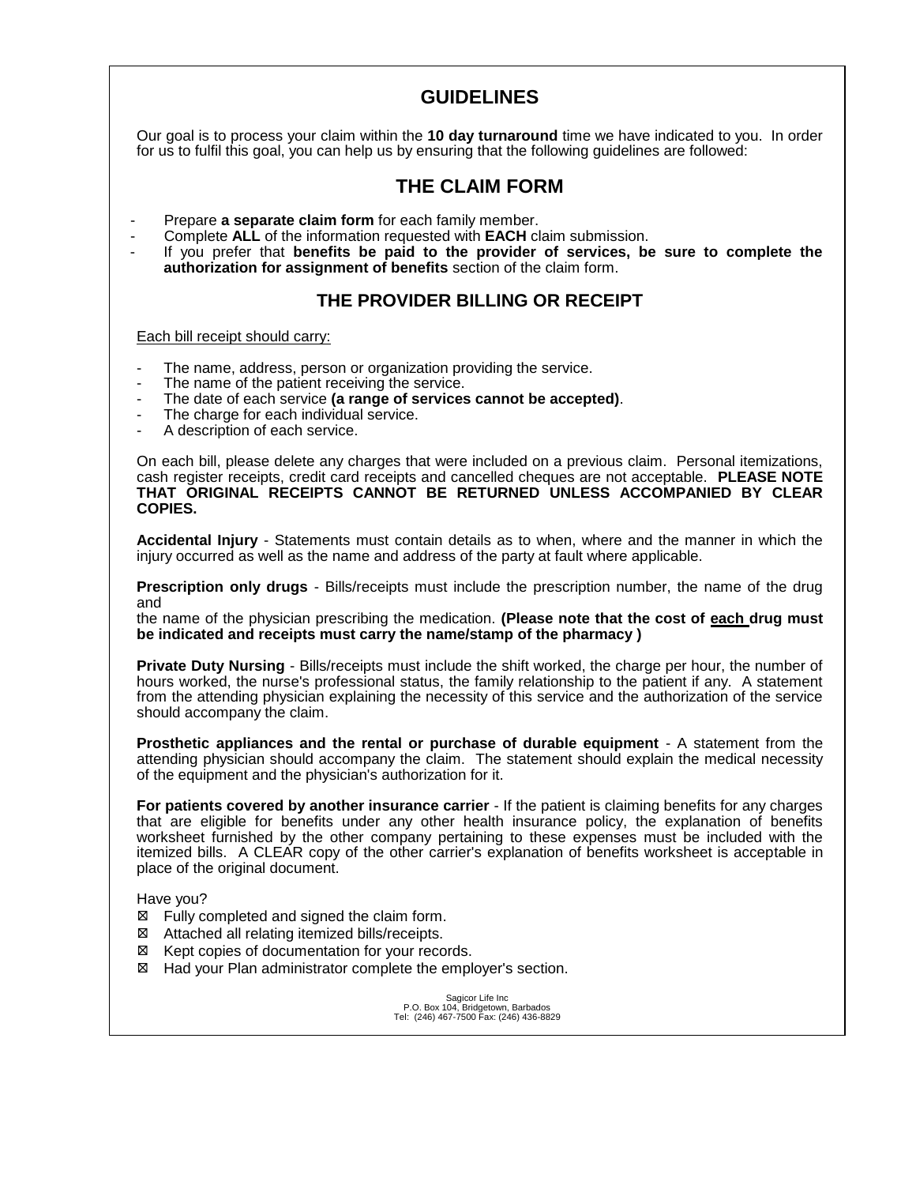# GUIDELINES

Our goal is to process your claim within the **10 day turnaround** time we have indicated to you. In order for us to fulfil this goal, you can help us by ensuring that the following guidelines are followed:

## THE CLAIM FORM

- Prepare **a separate claim form** for each family member.
- Complete **ALL** of the information requested with **EACH** claim submission.
- If you prefer that **benefits be paid to the provider of services, be sure to complete the authorization for assignment of benefits** section of the claim form.

## THE PROVIDER BILLING OR RECEIPT

Each bill receipt should carry:

- The name, address, person or organization providing the service.
- The name of the patient receiving the service.
- The date of each service **(a range of services cannot be accepted)**.
- The charge for each individual service.
- A description of each service.

On each bill, please delete any charges that were included on a previous claim. Personal itemizations, cash register receipts, credit card receipts and cancelled cheques are not acceptable. **PLEASE NOTE THAT ORIGINAL RECEIPTS CANNOT BE RETURNED UNLESS ACCOMPANIED BY CLEAR COPIES.**

**Accidental Injury** - Statements must contain details as to when, where and the manner in which the injury occurred as well as the name and address of the party at fault where applicable.

**Prescription only drugs** - Bills/receipts must include the prescription number, the name of the drug and
the name of the physician prescribing the medication. **(Please note that the cost of each drug must be indicated and receipts must carry the name/stamp of the pharmacy )**

**Private Duty Nursing** - Bills/receipts must include the shift worked, the charge per hour, the number of hours worked, the nurse's professional status, the family relationship to the patient if any. A statement from the attending physician explaining the necessity of this service and the authorization of the service should accompany the claim.

**Prosthetic appliances and the rental or purchase of durable equipment** - A statement from the attending physician should accompany the claim. The statement should explain the medical necessity of the equipment and the physician's authorization for it.

**For patients covered by another insurance carrier** - If the patient is claiming benefits for any charges that are eligible for benefits under any other health insurance policy, the explanation of benefits worksheet furnished by the other company pertaining to these expenses must be included with the itemized bills. A CLEAR copy of the other carrier's explanation of benefits worksheet is acceptable in place of the original document.

Have you?

- ☒ Fully completed and signed the claim form.
- ☒ Attached all relating itemized bills/receipts.
- ☒ Kept copies of documentation for your records.
- ☒ Had your Plan administrator complete the employer's section.

Sagicor Life Inc
P.O. Box 104, Bridgetown, Barbados
Tel: (246) 467-7500 Fax: (246) 436-8829